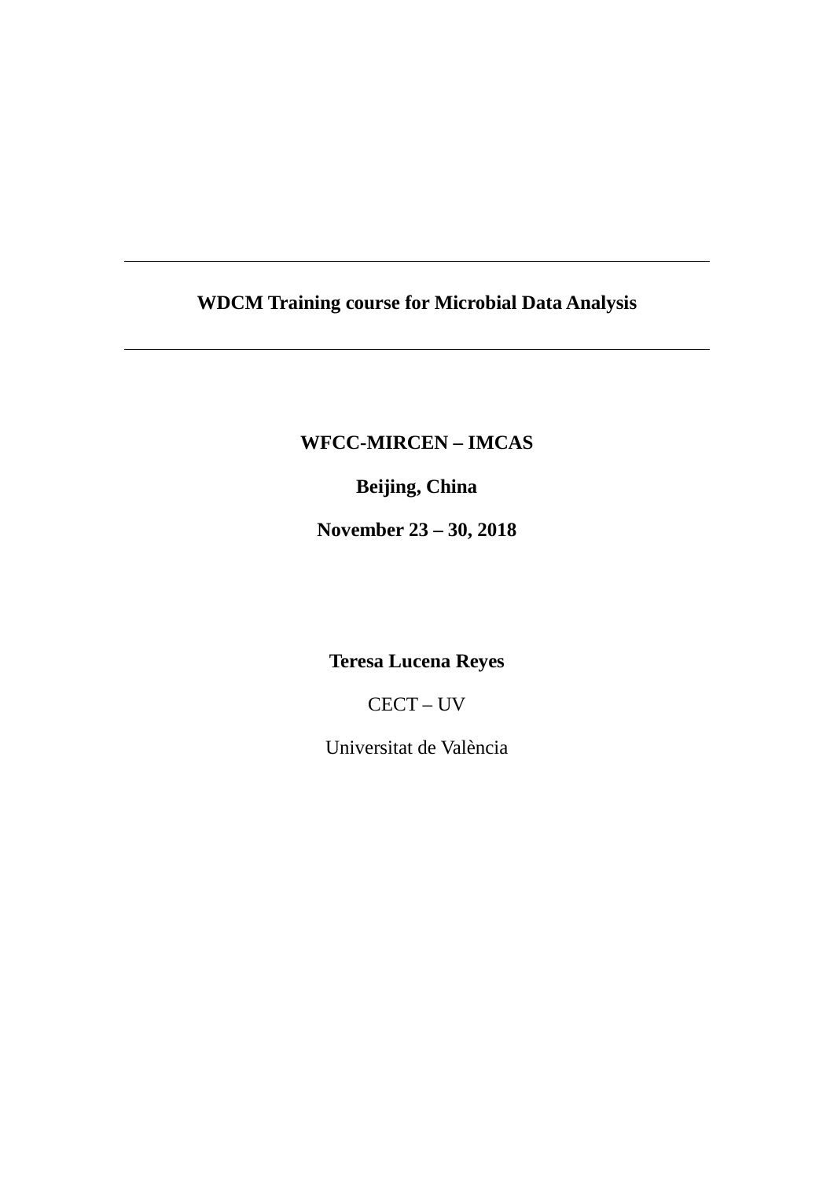---

**WDCM Training course for Microbial Data Analysis**

---

**WFCC-MIRCEN – IMCAS**

**Beijing, China**

**November 23 – 30, 2018**

**Teresa Lucena Reyes**

CECT – UV

Universitat de València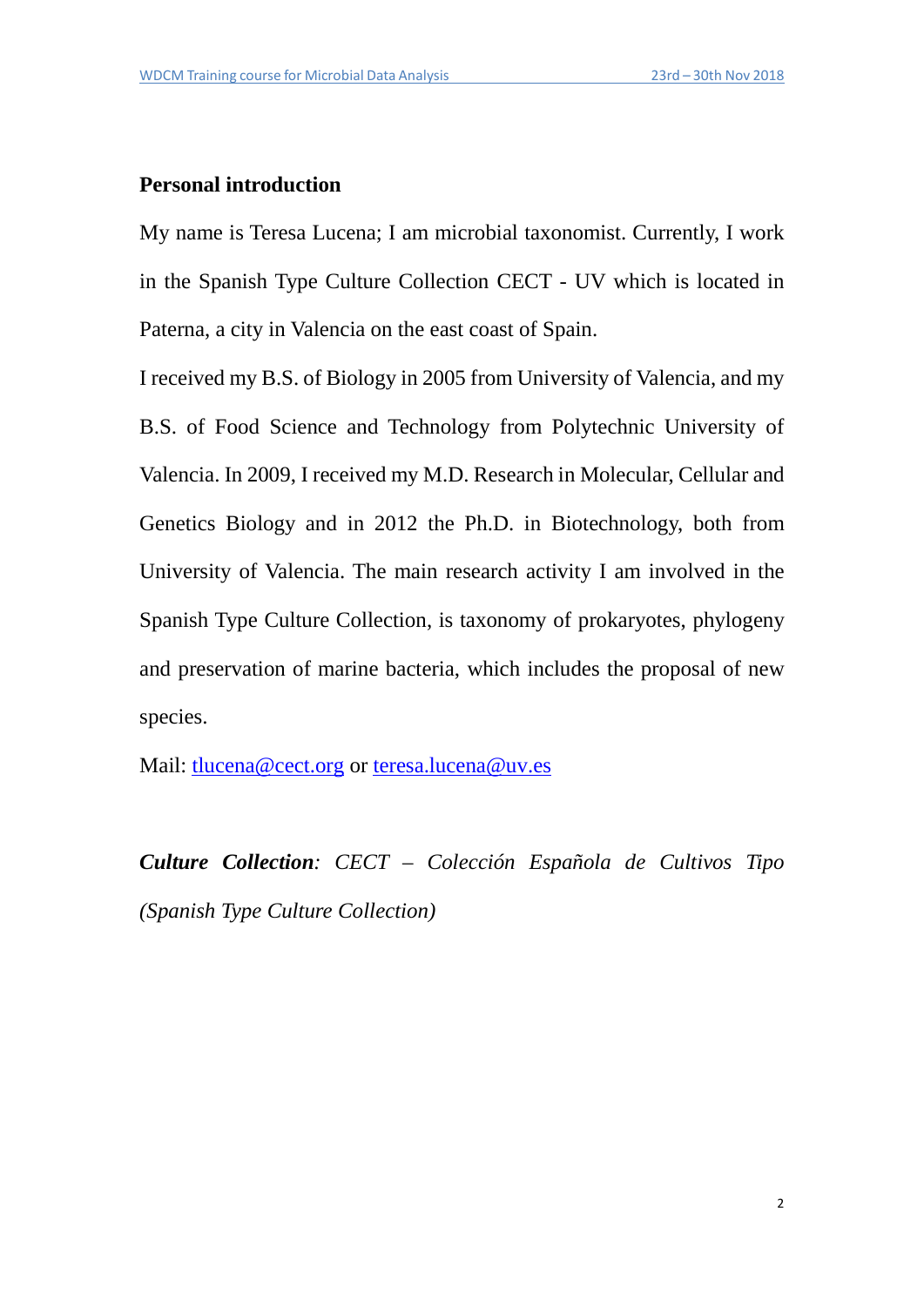## Personal introduction

My name is Teresa Lucena; I am microbial taxonomist. Currently, I work in the Spanish Type Culture Collection CECT - UV which is located in Paterna, a city in Valencia on the east coast of Spain.

I received my B.S. of Biology in 2005 from University of Valencia, and my B.S. of Food Science and Technology from Polytechnic University of Valencia. In 2009, I received my M.D. Research in Molecular, Cellular and Genetics Biology and in 2012 the Ph.D. in Biotechnology, both from University of Valencia. The main research activity I am involved in the Spanish Type Culture Collection, is taxonomy of prokaryotes, phylogeny and preservation of marine bacteria, which includes the proposal of new species.

Mail: tlucena@cect.org or teresa.lucena@uv.es

***Culture Collection****: CECT – Colección Española de Cultivos Tipo (Spanish Type Culture Collection)*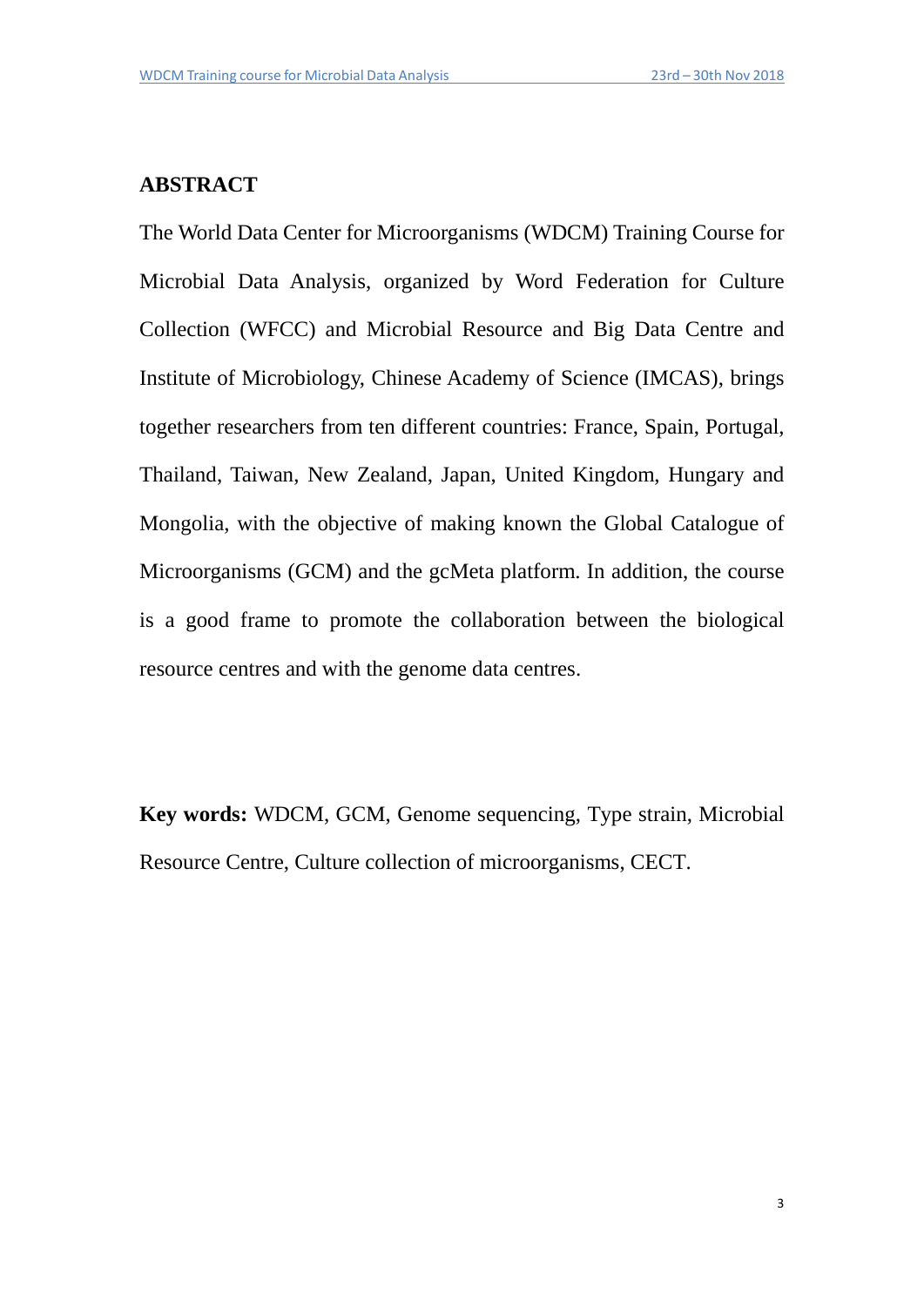## ABSTRACT

The World Data Center for Microorganisms (WDCM) Training Course for Microbial Data Analysis, organized by Word Federation for Culture Collection (WFCC) and Microbial Resource and Big Data Centre and Institute of Microbiology, Chinese Academy of Science (IMCAS), brings together researchers from ten different countries: France, Spain, Portugal, Thailand, Taiwan, New Zealand, Japan, United Kingdom, Hungary and Mongolia, with the objective of making known the Global Catalogue of Microorganisms (GCM) and the gcMeta platform. In addition, the course is a good frame to promote the collaboration between the biological resource centres and with the genome data centres.

**Key words:** WDCM, GCM, Genome sequencing, Type strain, Microbial Resource Centre, Culture collection of microorganisms, CECT.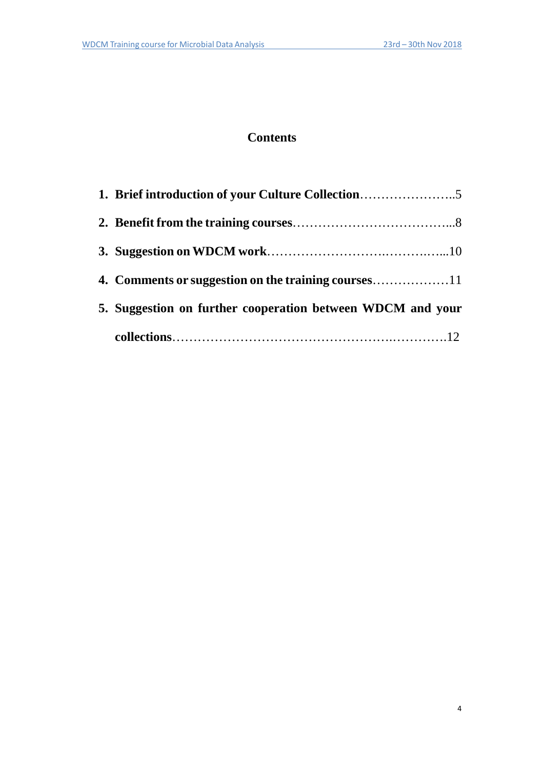# Contents

1. **Brief introduction of your Culture Collection**…………………..5
2. **Benefit from the training courses**……………………………...8
3. **Suggestion on WDCM work**……………………….……….…..10
4. **Comments or suggestion on the training courses**………………11
5. **Suggestion on further cooperation between WDCM and your collections**……………………………………….………….12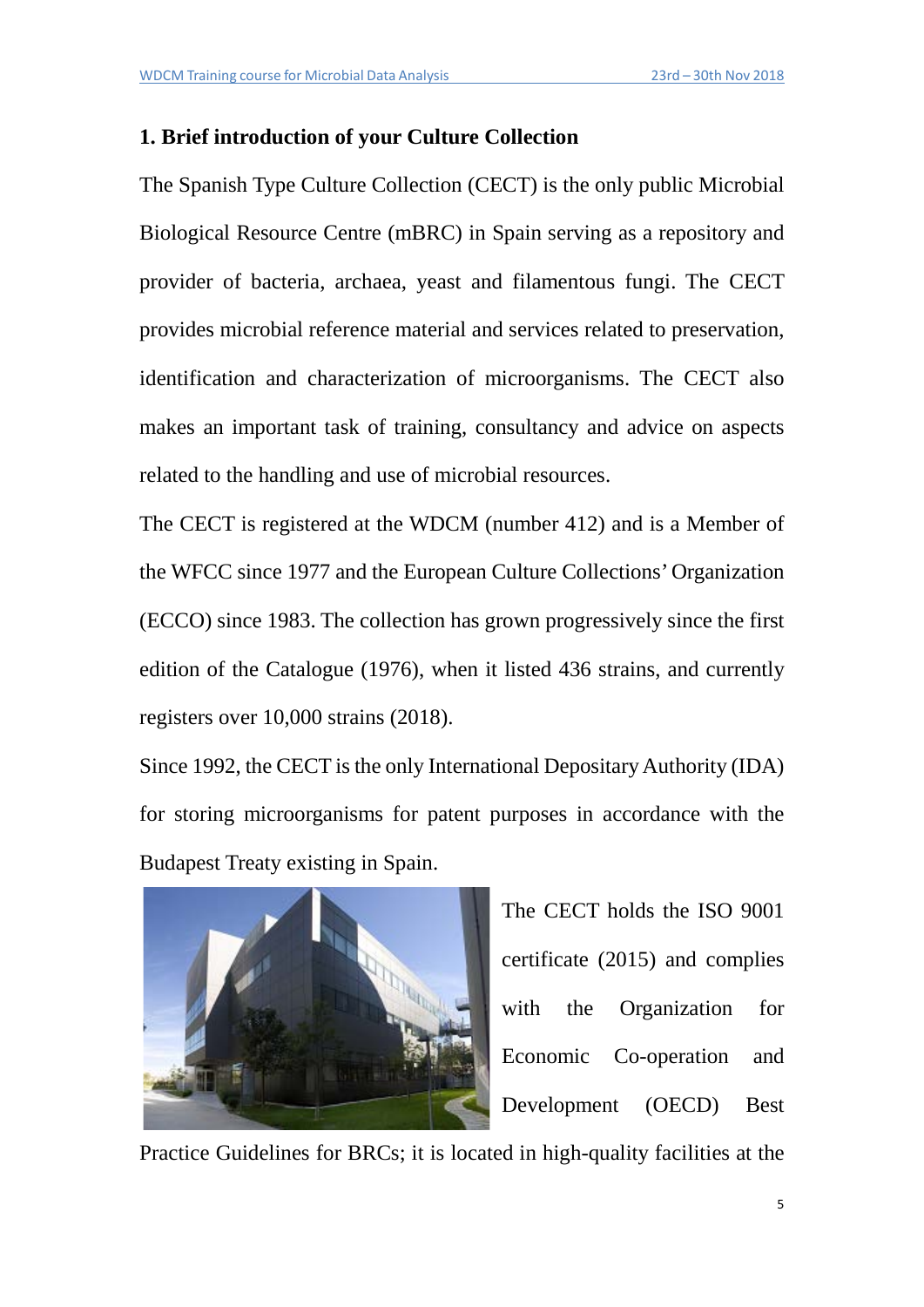## 1. Brief introduction of your Culture Collection

The Spanish Type Culture Collection (CECT) is the only public Microbial Biological Resource Centre (mBRC) in Spain serving as a repository and provider of bacteria, archaea, yeast and filamentous fungi. The CECT provides microbial reference material and services related to preservation, identification and characterization of microorganisms. The CECT also makes an important task of training, consultancy and advice on aspects related to the handling and use of microbial resources.

The CECT is registered at the WDCM (number 412) and is a Member of the WFCC since 1977 and the European Culture Collections' Organization (ECCO) since 1983. The collection has grown progressively since the first edition of the Catalogue (1976), when it listed 436 strains, and currently registers over 10,000 strains (2018).

Since 1992, the CECT is the only International Depositary Authority (IDA) for storing microorganisms for patent purposes in accordance with the Budapest Treaty existing in Spain.

The CECT holds the ISO 9001 certificate (2015) and complies with the Organization for Economic Co-operation and Development (OECD) Best Practice Guidelines for BRCs; it is located in high-quality facilities at the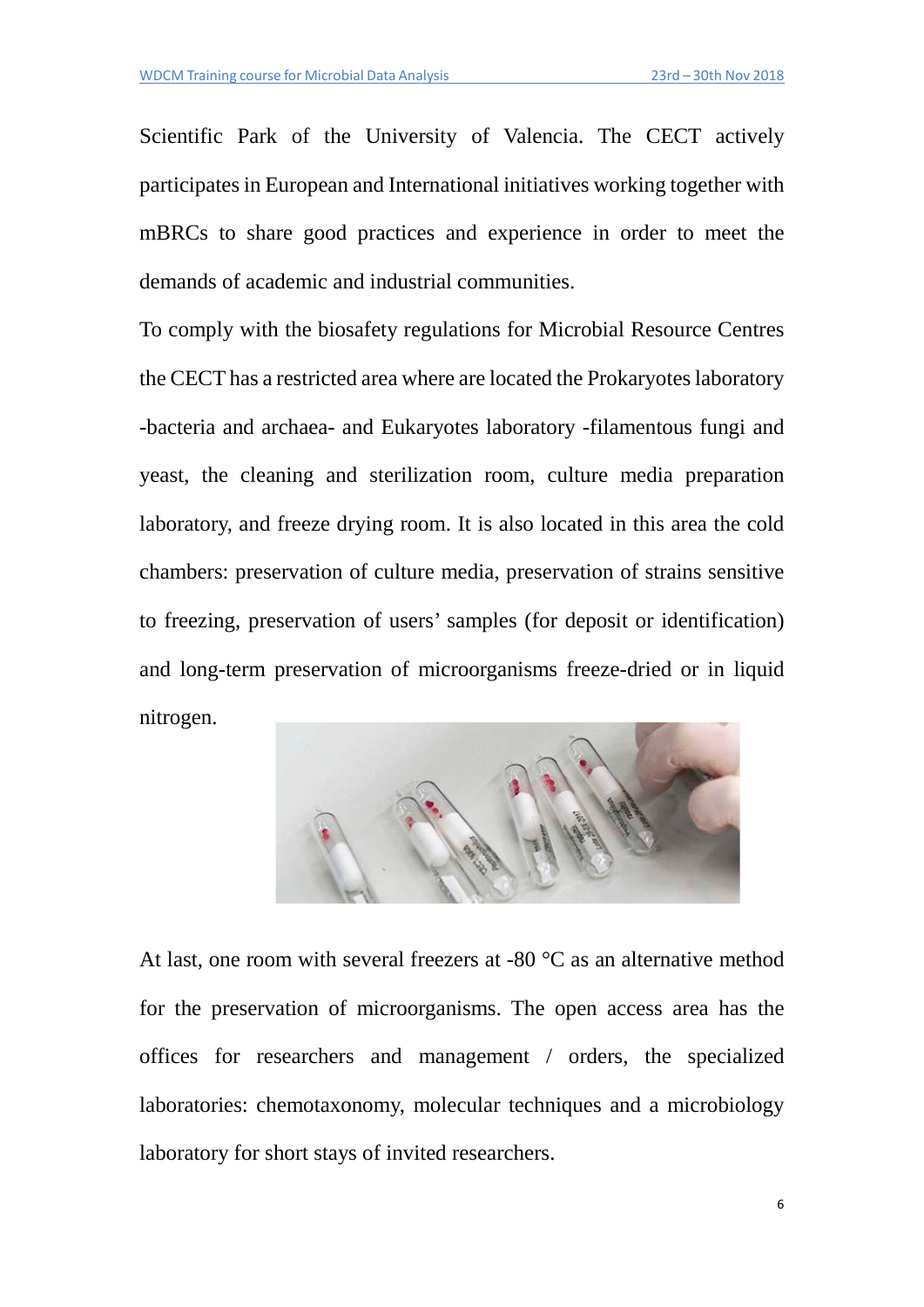Scientific Park of the University of Valencia. The CECT actively participates in European and International initiatives working together with mBRCs to share good practices and experience in order to meet the demands of academic and industrial communities.

To comply with the biosafety regulations for Microbial Resource Centres the CECT has a restricted area where are located the Prokaryotes laboratory -bacteria and archaea- and Eukaryotes laboratory -filamentous fungi and yeast, the cleaning and sterilization room, culture media preparation laboratory, and freeze drying room. It is also located in this area the cold chambers: preservation of culture media, preservation of strains sensitive to freezing, preservation of users' samples (for deposit or identification) and long-term preservation of microorganisms freeze-dried or in liquid nitrogen.

At last, one room with several freezers at -80 °C as an alternative method for the preservation of microorganisms. The open access area has the offices for researchers and management / orders, the specialized laboratories: chemotaxonomy, molecular techniques and a microbiology laboratory for short stays of invited researchers.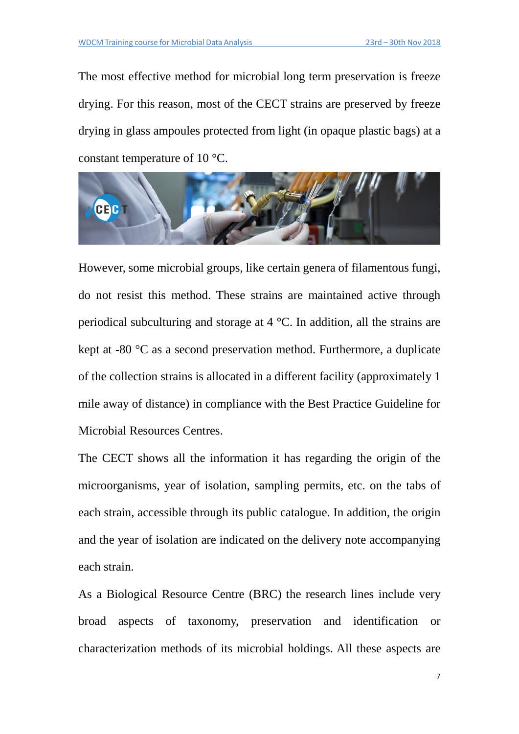The most effective method for microbial long term preservation is freeze drying. For this reason, most of the CECT strains are preserved by freeze drying in glass ampoules protected from light (in opaque plastic bags) at a constant temperature of 10 °C.

However, some microbial groups, like certain genera of filamentous fungi, do not resist this method. These strains are maintained active through periodical subculturing and storage at 4 °C. In addition, all the strains are kept at -80 °C as a second preservation method. Furthermore, a duplicate of the collection strains is allocated in a different facility (approximately 1 mile away of distance) in compliance with the Best Practice Guideline for Microbial Resources Centres.

The CECT shows all the information it has regarding the origin of the microorganisms, year of isolation, sampling permits, etc. on the tabs of each strain, accessible through its public catalogue. In addition, the origin and the year of isolation are indicated on the delivery note accompanying each strain.

As a Biological Resource Centre (BRC) the research lines include very broad aspects of taxonomy, preservation and identification or characterization methods of its microbial holdings. All these aspects are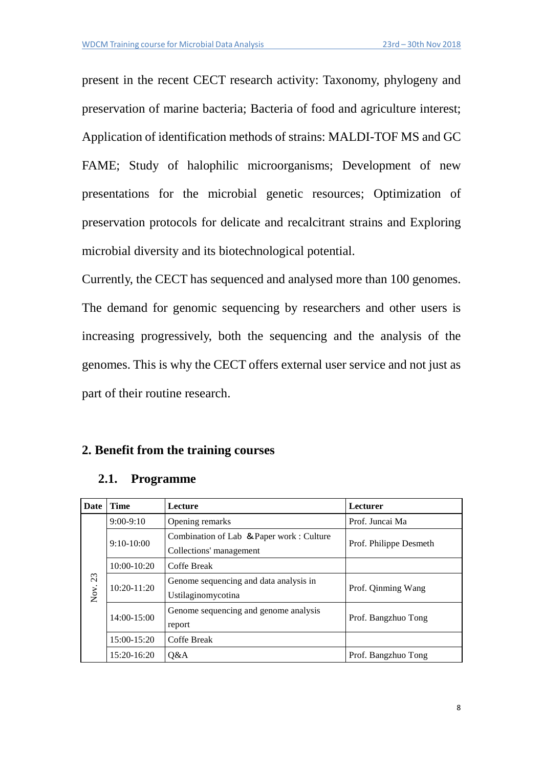present in the recent CECT research activity: Taxonomy, phylogeny and preservation of marine bacteria; Bacteria of food and agriculture interest; Application of identification methods of strains: MALDI-TOF MS and GC FAME; Study of halophilic microorganisms; Development of new presentations for the microbial genetic resources; Optimization of preservation protocols for delicate and recalcitrant strains and Exploring microbial diversity and its biotechnological potential.

Currently, the CECT has sequenced and analysed more than 100 genomes. The demand for genomic sequencing by researchers and other users is increasing progressively, both the sequencing and the analysis of the genomes. This is why the CECT offers external user service and not just as part of their routine research.

## 2. Benefit from the training courses

### 2.1. Programme

| Date | Time | Lecture | Lecturer |
|---|---|---|---|
| Nov. 23 | 9:00-9:10 | Opening remarks | Prof. Juncai Ma |
| | 9:10-10:00 | Combination of Lab ＆Paper work : Culture Collections' management | Prof. Philippe Desmeth |
| | 10:00-10:20 | Coffe Break | |
| | 10:20-11:20 | Genome sequencing and data analysis in Ustilaginomycotina | Prof. Qinming Wang |
| | 14:00-15:00 | Genome sequencing and genome analysis report | Prof. Bangzhuo Tong |
| | 15:00-15:20 | Coffe Break | |
| | 15:20-16:20 | Q&A | Prof. Bangzhuo Tong |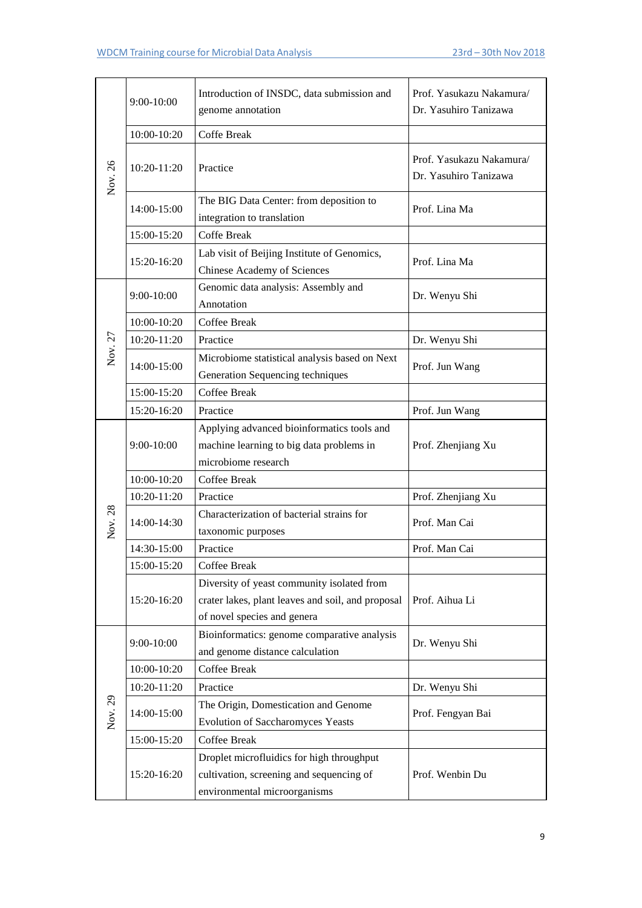| | | | |
|---|---|---|---|
| Nov. 26 | 9:00-10:00 | Introduction of INSDC, data submission and genome annotation | Prof. Yasukazu Nakamura/ Dr. Yasuhiro Tanizawa |
| | 10:00-10:20 | Coffe Break | |
| | 10:20-11:20 | Practice | Prof. Yasukazu Nakamura/ Dr. Yasuhiro Tanizawa |
| | 14:00-15:00 | The BIG Data Center: from deposition to integration to translation | Prof. Lina Ma |
| | 15:00-15:20 | Coffe Break | |
| | 15:20-16:20 | Lab visit of Beijing Institute of Genomics, Chinese Academy of Sciences | Prof. Lina Ma |
| Nov. 27 | 9:00-10:00 | Genomic data analysis: Assembly and Annotation | Dr. Wenyu Shi |
| | 10:00-10:20 | Coffee Break | |
| | 10:20-11:20 | Practice | Dr. Wenyu Shi |
| | 14:00-15:00 | Microbiome statistical analysis based on Next Generation Sequencing techniques | Prof. Jun Wang |
| | 15:00-15:20 | Coffee Break | |
| | 15:20-16:20 | Practice | Prof. Jun Wang |
| Nov. 28 | 9:00-10:00 | Applying advanced bioinformatics tools and machine learning to big data problems in microbiome research | Prof. Zhenjiang Xu |
| | 10:00-10:20 | Coffee Break | |
| | 10:20-11:20 | Practice | Prof. Zhenjiang Xu |
| | 14:00-14:30 | Characterization of bacterial strains for taxonomic purposes | Prof. Man Cai |
| | 14:30-15:00 | Practice | Prof. Man Cai |
| | 15:00-15:20 | Coffee Break | |
| | 15:20-16:20 | Diversity of yeast community isolated from crater lakes, plant leaves and soil, and proposal of novel species and genera | Prof. Aihua Li |
| Nov. 29 | 9:00-10:00 | Bioinformatics: genome comparative analysis and genome distance calculation | Dr. Wenyu Shi |
| | 10:00-10:20 | Coffee Break | |
| | 10:20-11:20 | Practice | Dr. Wenyu Shi |
| | 14:00-15:00 | The Origin, Domestication and Genome Evolution of Saccharomyces Yeasts | Prof. Fengyan Bai |
| | 15:00-15:20 | Coffee Break | |
| | 15:20-16:20 | Droplet microfluidics for high throughput cultivation, screening and sequencing of environmental microorganisms | Prof. Wenbin Du |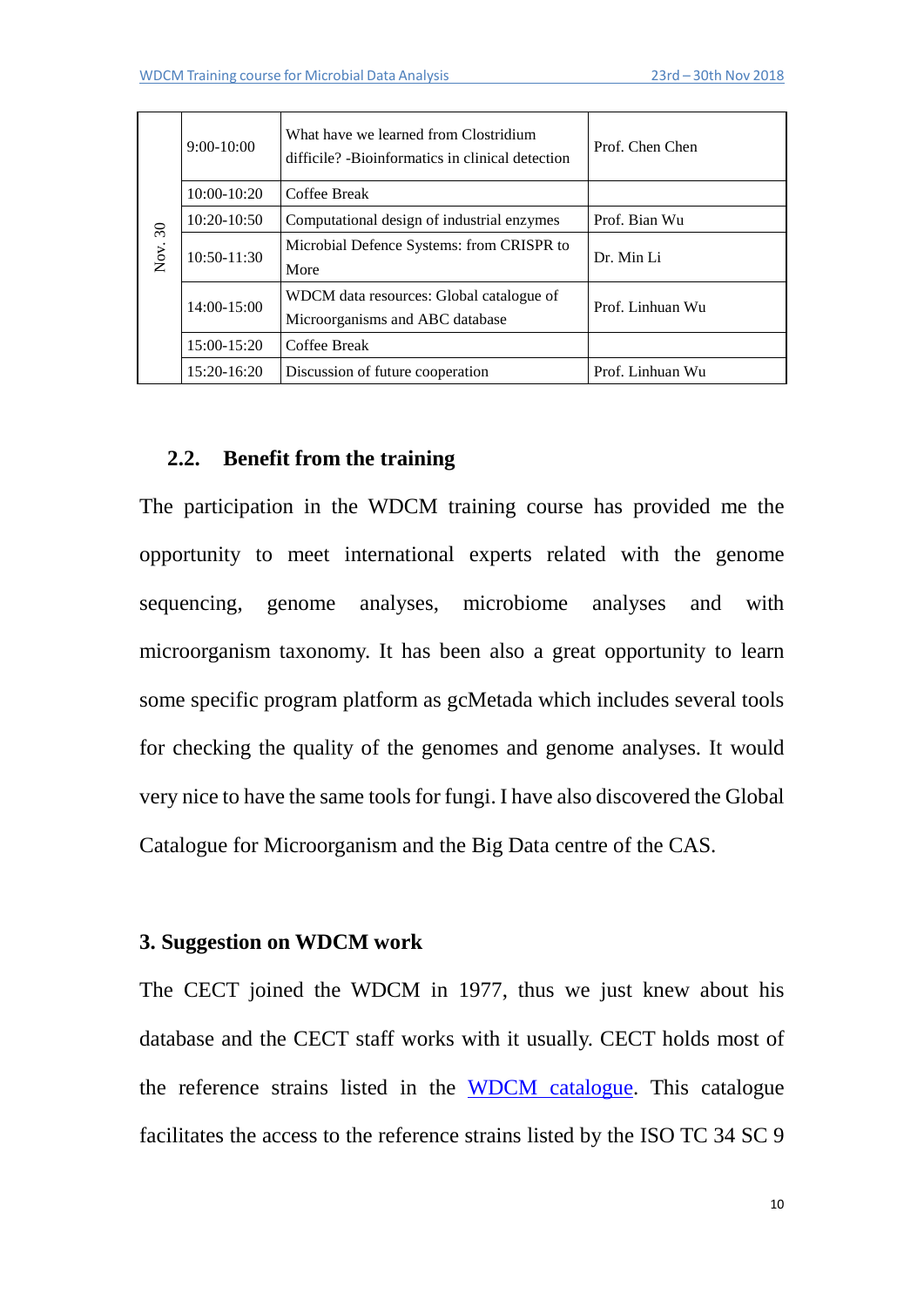| | | | |
|---|---|---|---|
| Nov. 30 | 9:00-10:00 | What have we learned from Clostridium difficile? -Bioinformatics in clinical detection | Prof. Chen Chen |
| | 10:00-10:20 | Coffee Break | |
| | 10:20-10:50 | Computational design of industrial enzymes | Prof. Bian Wu |
| | 10:50-11:30 | Microbial Defence Systems: from CRISPR to More | Dr. Min Li |
| | 14:00-15:00 | WDCM data resources: Global catalogue of Microorganisms and ABC database | Prof. Linhuan Wu |
| | 15:00-15:20 | Coffee Break | |
| | 15:20-16:20 | Discussion of future cooperation | Prof. Linhuan Wu |

### 2.2. Benefit from the training

The participation in the WDCM training course has provided me the opportunity to meet international experts related with the genome sequencing, genome analyses, microbiome analyses and with microorganism taxonomy. It has been also a great opportunity to learn some specific program platform as gcMetada which includes several tools for checking the quality of the genomes and genome analyses. It would very nice to have the same tools for fungi. I have also discovered the Global Catalogue for Microorganism and the Big Data centre of the CAS.

## 3. Suggestion on WDCM work

The CECT joined the WDCM in 1977, thus we just knew about his database and the CECT staff works with it usually. CECT holds most of the reference strains listed in the WDCM catalogue. This catalogue facilitates the access to the reference strains listed by the ISO TC 34 SC 9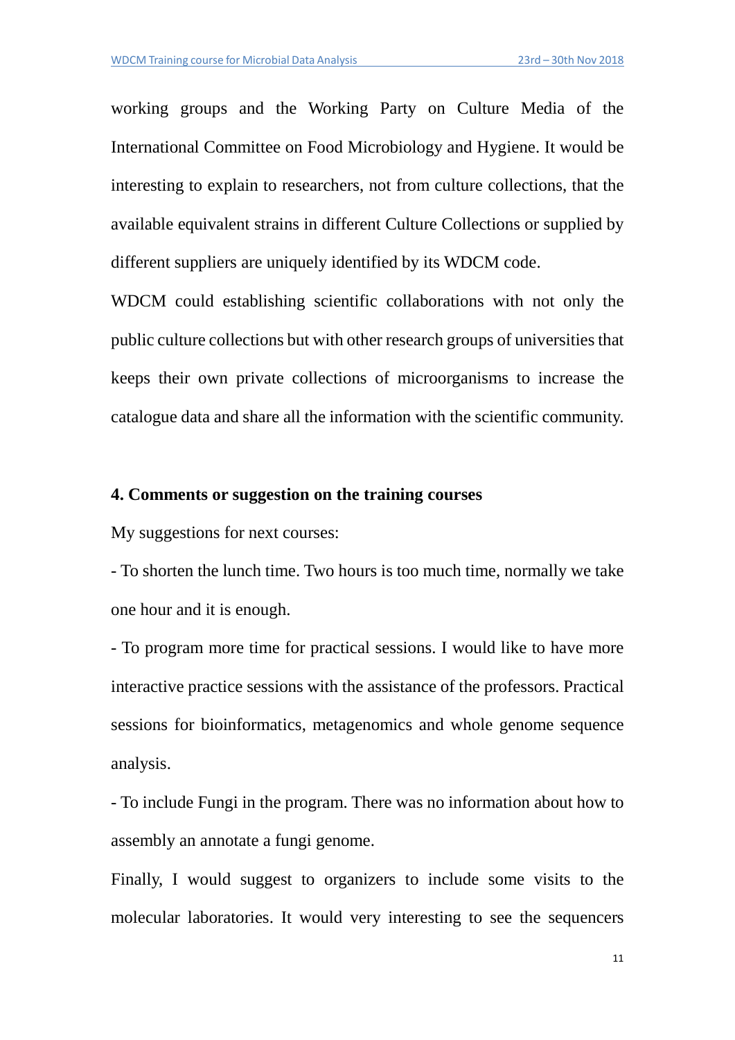working groups and the Working Party on Culture Media of the International Committee on Food Microbiology and Hygiene. It would be interesting to explain to researchers, not from culture collections, that the available equivalent strains in different Culture Collections or supplied by different suppliers are uniquely identified by its WDCM code.

WDCM could establishing scientific collaborations with not only the public culture collections but with other research groups of universities that keeps their own private collections of microorganisms to increase the catalogue data and share all the information with the scientific community.

## 4. Comments or suggestion on the training courses

My suggestions for next courses:

- To shorten the lunch time. Two hours is too much time, normally we take one hour and it is enough.
- To program more time for practical sessions. I would like to have more interactive practice sessions with the assistance of the professors. Practical sessions for bioinformatics, metagenomics and whole genome sequence analysis.
- To include Fungi in the program. There was no information about how to assembly an annotate a fungi genome.

Finally, I would suggest to organizers to include some visits to the molecular laboratories. It would very interesting to see the sequencers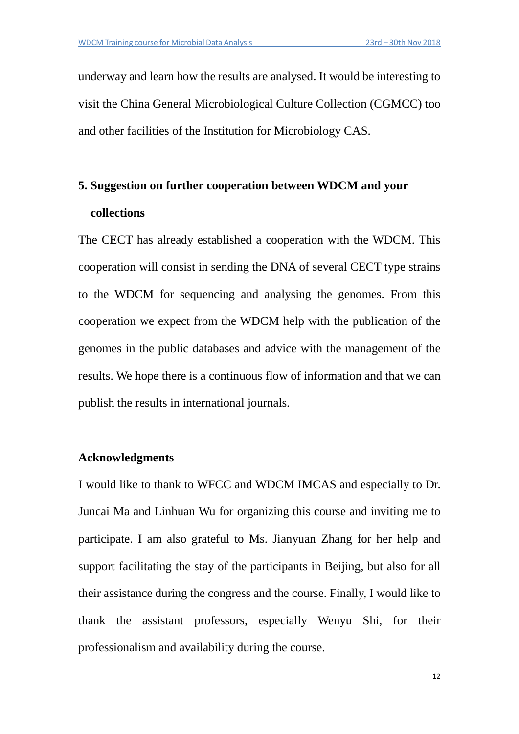underway and learn how the results are analysed. It would be interesting to visit the China General Microbiological Culture Collection (CGMCC) too and other facilities of the Institution for Microbiology CAS.

## 5. Suggestion on further cooperation between WDCM and your collections

The CECT has already established a cooperation with the WDCM. This cooperation will consist in sending the DNA of several CECT type strains to the WDCM for sequencing and analysing the genomes. From this cooperation we expect from the WDCM help with the publication of the genomes in the public databases and advice with the management of the results. We hope there is a continuous flow of information and that we can publish the results in international journals.

## Acknowledgments

I would like to thank to WFCC and WDCM IMCAS and especially to Dr. Juncai Ma and Linhuan Wu for organizing this course and inviting me to participate. I am also grateful to Ms. Jianyuan Zhang for her help and support facilitating the stay of the participants in Beijing, but also for all their assistance during the congress and the course. Finally, I would like to thank the assistant professors, especially Wenyu Shi, for their professionalism and availability during the course.